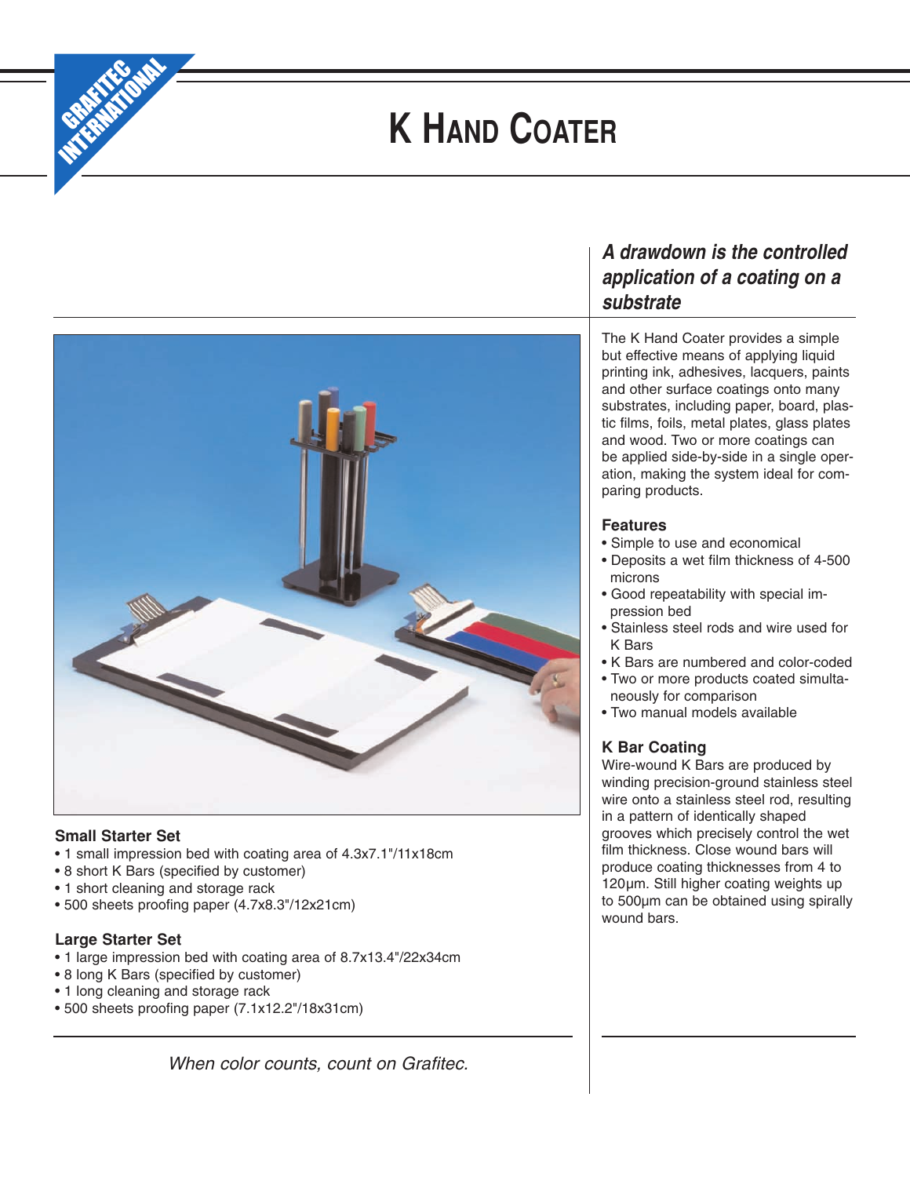GRAFITEC INTERNATIONAL

# K Hand Coater

## *A drawdown is the controlled application of a coating on a substrate*

The K Hand Coater provides a simple but effective means of applying liquid printing ink, adhesives, lacquers, paints and other surface coatings onto many substrates, including paper, board, plastic films, foils, metal plates, glass plates and wood. Two or more coatings can be applied side-by-side in a single operation, making the system ideal for comparing products.

### Features

- Simple to use and economical
- Deposits a wet film thickness of 4-500 microns
- Good repeatability with special impression bed
- Stainless steel rods and wire used for K Bars
- K Bars are numbered and color-coded
- Two or more products coated simultaneously for comparison
- Two manual models available

### K Bar Coating

Wire-wound K Bars are produced by winding precision-ground stainless steel wire onto a stainless steel rod, resulting in a pattern of identically shaped grooves which precisely control the wet film thickness. Close wound bars will produce coating thicknesses from 4 to 120µm. Still higher coating weights up to 500µm can be obtained using spirally wound bars.

### Small Starter Set

- 1 small impression bed with coating area of 4.3x7.1"/11x18cm
- 8 short K Bars (specified by customer)
- 1 short cleaning and storage rack
- 500 sheets proofing paper (4.7x8.3"/12x21cm)

### Large Starter Set

- 1 large impression bed with coating area of 8.7x13.4"/22x34cm
- 8 long K Bars (specified by customer)
- 1 long cleaning and storage rack
- 500 sheets proofing paper (7.1x12.2"/18x31cm)

*When color counts, count on Grafitec.*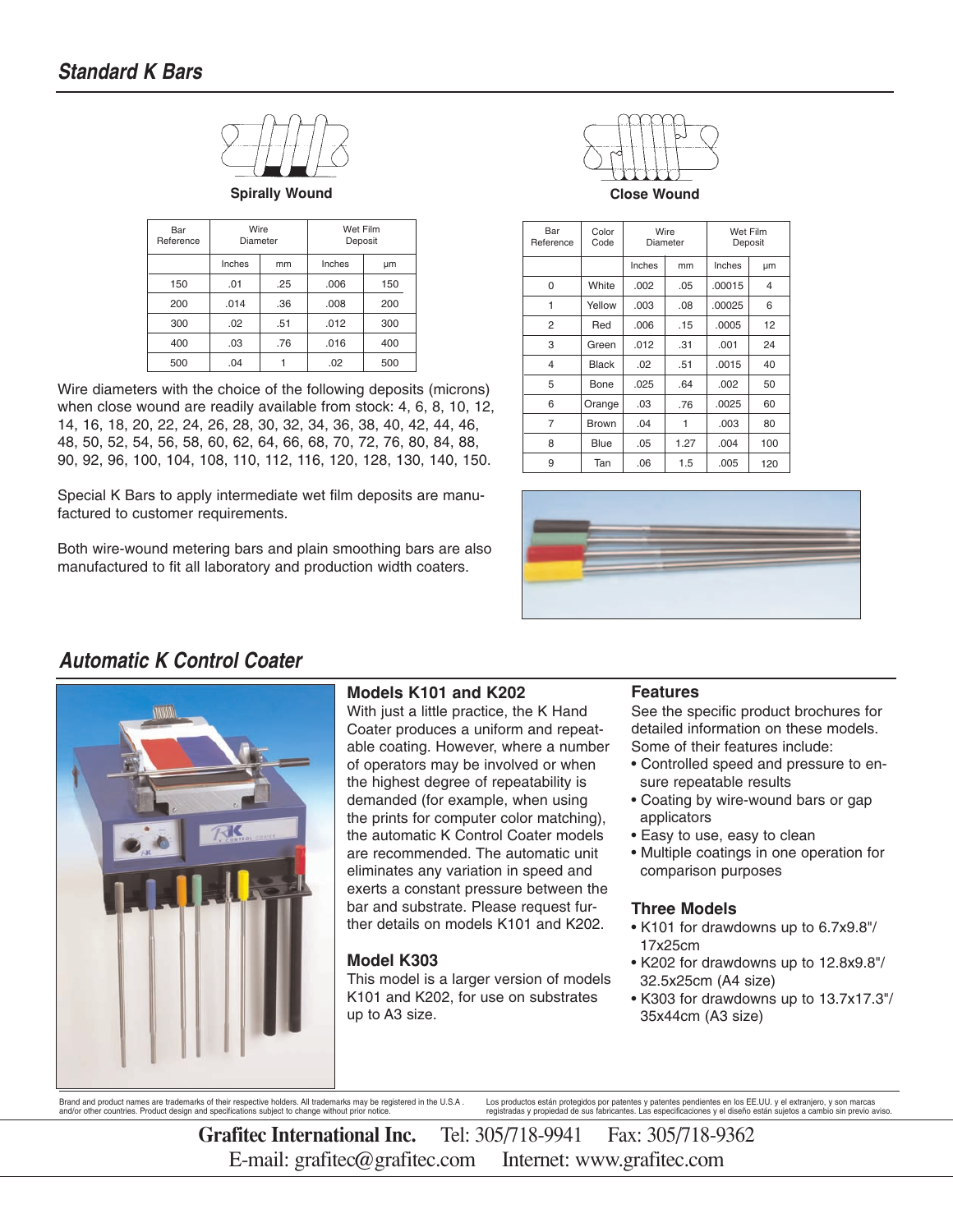## *Standard K Bars*

**Spirally Wound**

| Bar Reference | Wire Diameter | | Wet Film Deposit | |
|---|---|---|---|---|
| | Inches | mm | Inches | µm |
| 150 | .01 | .25 | .006 | 150 |
| 200 | .014 | .36 | .008 | 200 |
| 300 | .02 | .51 | .012 | 300 |
| 400 | .03 | .76 | .016 | 400 |
| 500 | .04 | 1 | .02 | 500 |

Wire diameters with the choice of the following deposits (microns) when close wound are readily available from stock: 4, 6, 8, 10, 12, 14, 16, 18, 20, 22, 24, 26, 28, 30, 32, 34, 36, 38, 40, 42, 44, 46, 48, 50, 52, 54, 56, 58, 60, 62, 64, 66, 68, 70, 72, 76, 80, 84, 88, 90, 92, 96, 100, 104, 108, 110, 112, 116, 120, 128, 130, 140, 150.

Special K Bars to apply intermediate wet film deposits are manufactured to customer requirements.

Both wire-wound metering bars and plain smoothing bars are also manufactured to fit all laboratory and production width coaters.

**Close Wound**

| Bar Reference | Color Code | Wire Diameter | | Wet Film Deposit | |
|---|---|---|---|---|---|
| | | Inches | mm | Inches | µm |
| 0 | White | .002 | .05 | .00015 | 4 |
| 1 | Yellow | .003 | .08 | .00025 | 6 |
| 2 | Red | .006 | .15 | .0005 | 12 |
| 3 | Green | .012 | .31 | .001 | 24 |
| 4 | Black | .02 | .51 | .0015 | 40 |
| 5 | Bone | .025 | .64 | .002 | 50 |
| 6 | Orange | .03 | .76 | .0025 | 60 |
| 7 | Brown | .04 | 1 | .003 | 80 |
| 8 | Blue | .05 | 1.27 | .004 | 100 |
| 9 | Tan | .06 | 1.5 | .005 | 120 |

## *Automatic K Control Coater*

### Models K101 and K202

With just a little practice, the K Hand Coater produces a uniform and repeatable coating. However, where a number of operators may be involved or when the highest degree of repeatability is demanded (for example, when using the prints for computer color matching), the automatic K Control Coater models are recommended. The automatic unit eliminates any variation in speed and exerts a constant pressure between the bar and substrate. Please request further details on models K101 and K202.

### Model K303

This model is a larger version of models K101 and K202, for use on substrates up to A3 size.

### Features

See the specific product brochures for detailed information on these models. Some of their features include:

- Controlled speed and pressure to ensure repeatable results
- Coating by wire-wound bars or gap applicators
- Easy to use, easy to clean
- Multiple coatings in one operation for comparison purposes

### Three Models

- K101 for drawdowns up to 6.7x9.8"/ 17x25cm
- K202 for drawdowns up to 12.8x9.8"/ 32.5x25cm (A4 size)
- K303 for drawdowns up to 13.7x17.3"/ 35x44cm (A3 size)

Brand and product names are trademarks of their respective holders. All trademarks may be registered in the U.S.A. and/or other countries. Product design and specifications subject to change without prior notice.

Los productos están protegidos por patentes y patentes pendientes en los EE.UU. y el extranjero, y son marcas registradas y propiedad de sus fabricantes. Las especificaciones y el diseño están sujetos a cambio sin previo aviso.

**Grafitec International Inc.** Tel: 305/718-9941 Fax: 305/718-9362
E-mail: grafitec@grafitec.com Internet: www.grafitec.com